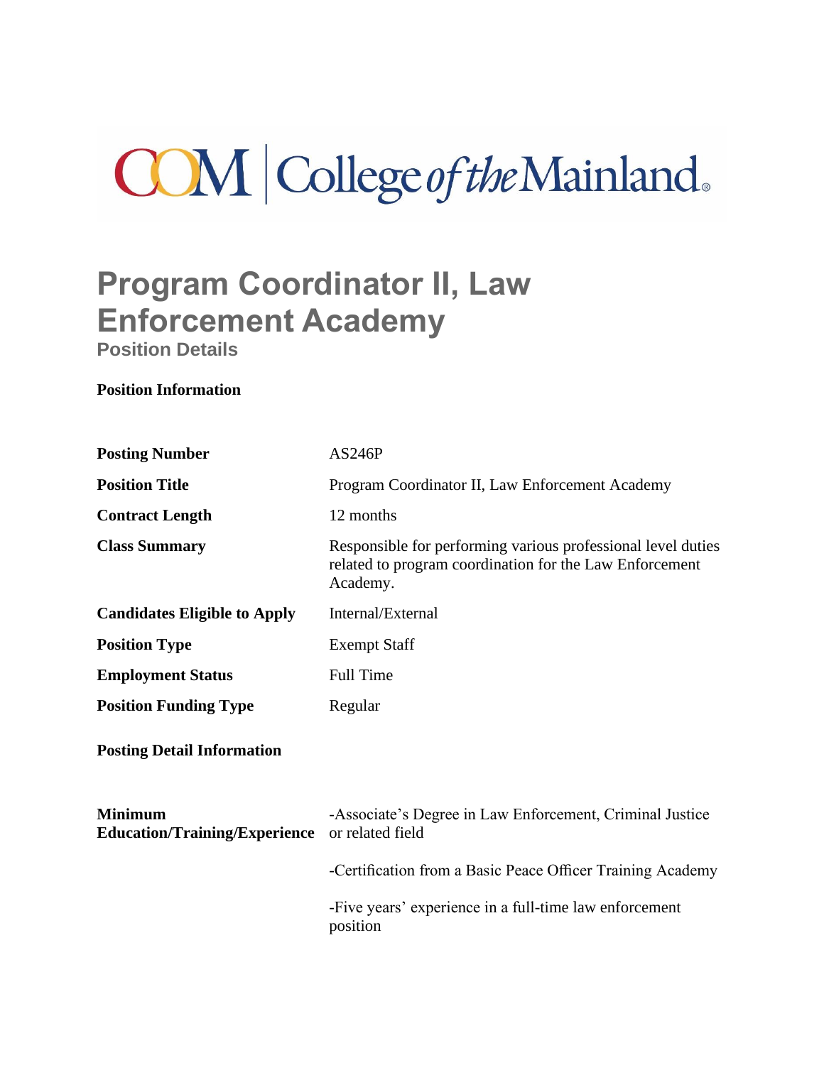COM | College of the Mainland

# Program Coordinator II, Law Enforcement Academy

### Position Details

**Position Information**

| | |
|---|---|
| **Posting Number** | AS246P |
| **Position Title** | Program Coordinator II, Law Enforcement Academy |
| **Contract Length** | 12 months |
| **Class Summary** | Responsible for performing various professional level duties related to program coordination for the Law Enforcement Academy. |
| **Candidates Eligible to Apply** | Internal/External |
| **Position Type** | Exempt Staff |
| **Employment Status** | Full Time |
| **Position Funding Type** | Regular |

**Posting Detail Information**

| | |
|---|---|
| **Minimum Education/Training/Experience** | -Associate's Degree in Law Enforcement, Criminal Justice or related field<br><br>-Certification from a Basic Peace Officer Training Academy<br><br>-Five years' experience in a full-time law enforcement position |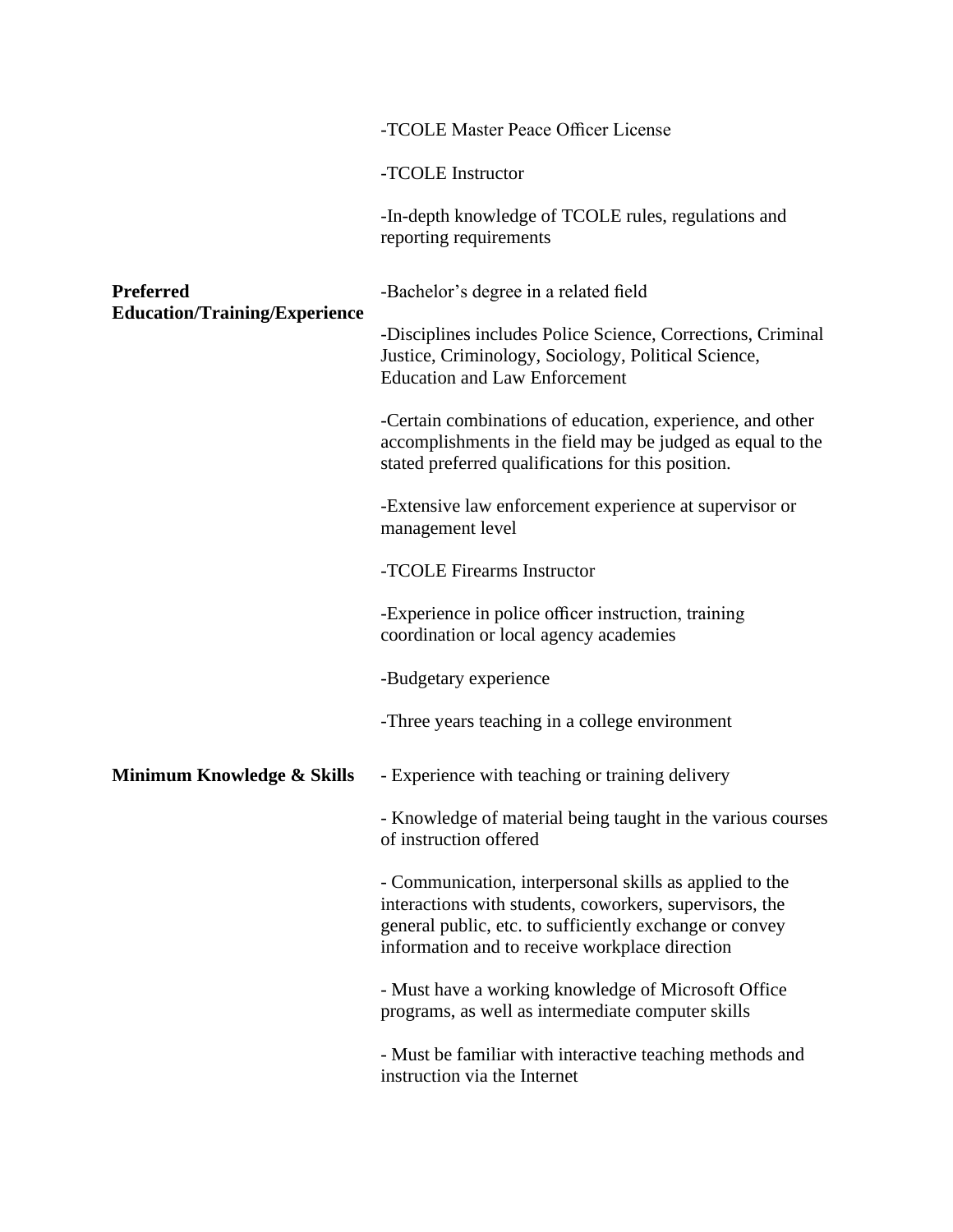-TCOLE Master Peace Officer License

-TCOLE Instructor

-In-depth knowledge of TCOLE rules, regulations and reporting requirements

**Preferred Education/Training/Experience**

-Bachelor's degree in a related field

-Disciplines includes Police Science, Corrections, Criminal Justice, Criminology, Sociology, Political Science, Education and Law Enforcement

-Certain combinations of education, experience, and other accomplishments in the field may be judged as equal to the stated preferred qualifications for this position.

-Extensive law enforcement experience at supervisor or management level

-TCOLE Firearms Instructor

-Experience in police officer instruction, training coordination or local agency academies

-Budgetary experience

-Three years teaching in a college environment

**Minimum Knowledge & Skills**

- Experience with teaching or training delivery

- Knowledge of material being taught in the various courses of instruction offered

- Communication, interpersonal skills as applied to the interactions with students, coworkers, supervisors, the general public, etc. to sufficiently exchange or convey information and to receive workplace direction

- Must have a working knowledge of Microsoft Office programs, as well as intermediate computer skills

- Must be familiar with interactive teaching methods and instruction via the Internet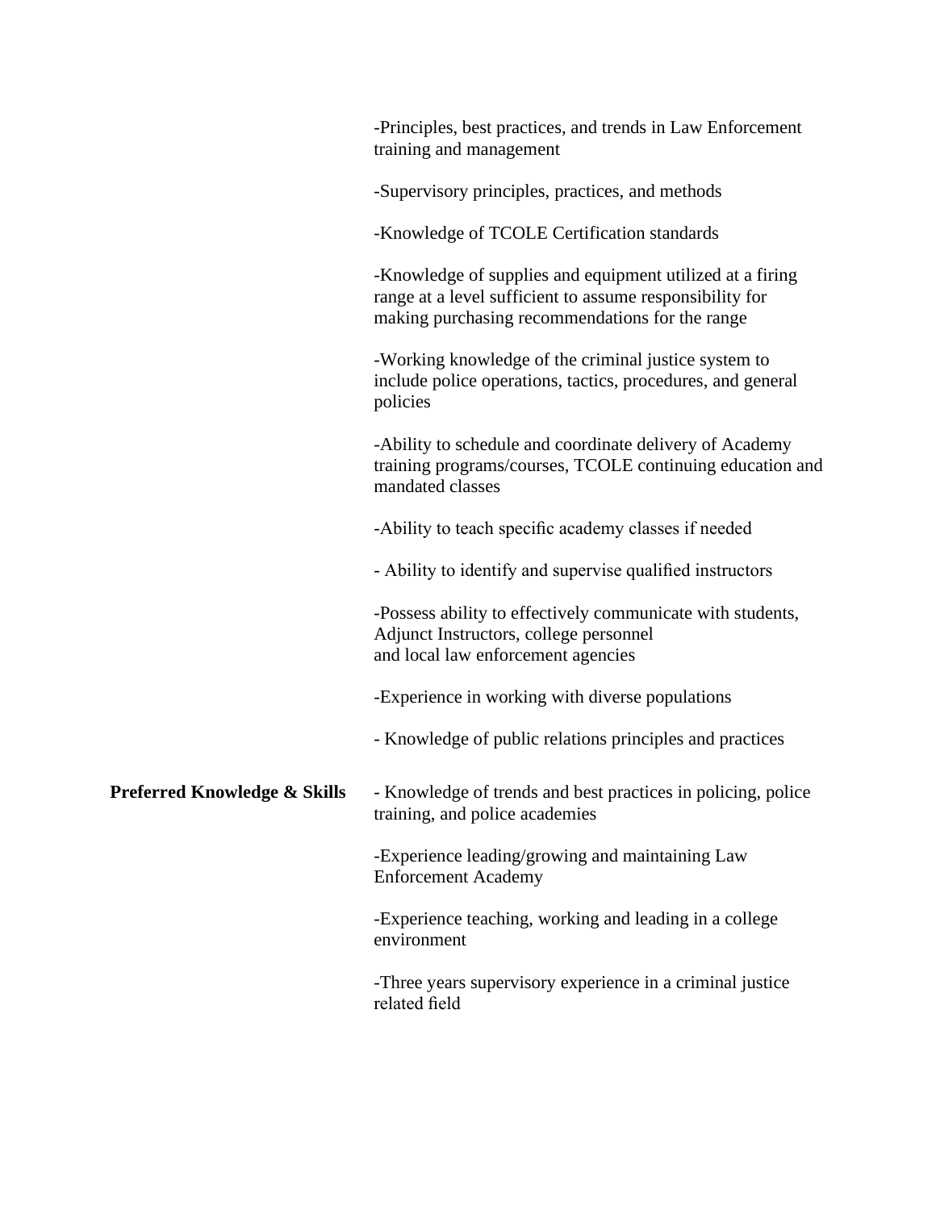-Principles, best practices, and trends in Law Enforcement training and management

-Supervisory principles, practices, and methods

-Knowledge of TCOLE Certification standards

-Knowledge of supplies and equipment utilized at a firing range at a level sufficient to assume responsibility for making purchasing recommendations for the range

-Working knowledge of the criminal justice system to include police operations, tactics, procedures, and general policies

-Ability to schedule and coordinate delivery of Academy training programs/courses, TCOLE continuing education and mandated classes

-Ability to teach specific academy classes if needed

- Ability to identify and supervise qualified instructors

-Possess ability to effectively communicate with students, Adjunct Instructors, college personnel and local law enforcement agencies

-Experience in working with diverse populations

- Knowledge of public relations principles and practices

**Preferred Knowledge & Skills**

- Knowledge of trends and best practices in policing, police training, and police academies

-Experience leading/growing and maintaining Law Enforcement Academy

-Experience teaching, working and leading in a college environment

-Three years supervisory experience in a criminal justice related field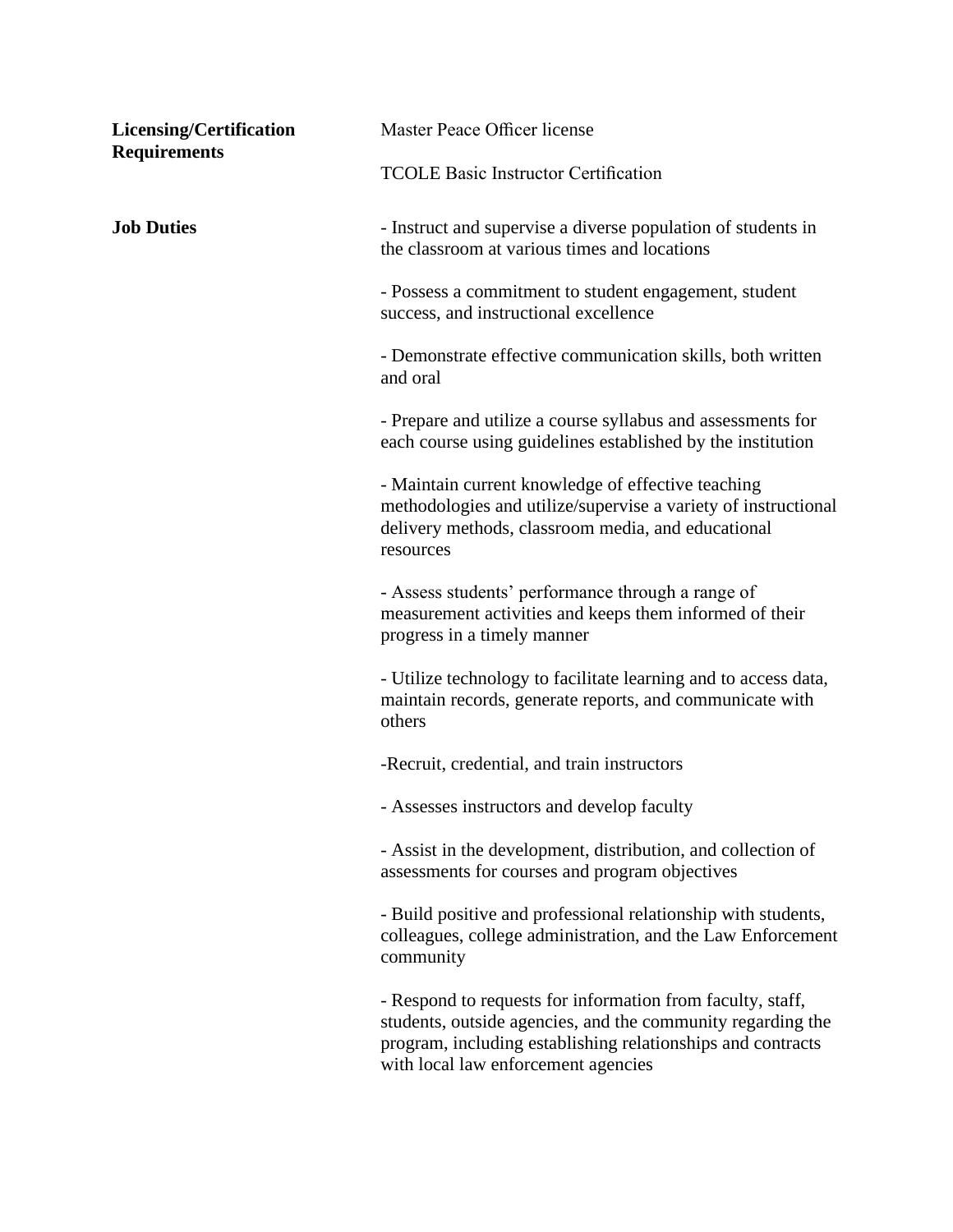| | |
|---|---|
| **Licensing/Certification Requirements** | Master Peace Officer license<br><br>TCOLE Basic Instructor Certification |
| **Job Duties** | - Instruct and supervise a diverse population of students in the classroom at various times and locations<br><br>- Possess a commitment to student engagement, student success, and instructional excellence<br><br>- Demonstrate effective communication skills, both written and oral<br><br>- Prepare and utilize a course syllabus and assessments for each course using guidelines established by the institution<br><br>- Maintain current knowledge of effective teaching methodologies and utilize/supervise a variety of instructional delivery methods, classroom media, and educational resources<br><br>- Assess students' performance through a range of measurement activities and keeps them informed of their progress in a timely manner<br><br>- Utilize technology to facilitate learning and to access data, maintain records, generate reports, and communicate with others<br><br>-Recruit, credential, and train instructors<br><br>- Assesses instructors and develop faculty<br><br>- Assist in the development, distribution, and collection of assessments for courses and program objectives<br><br>- Build positive and professional relationship with students, colleagues, college administration, and the Law Enforcement community<br><br>- Respond to requests for information from faculty, staff, students, outside agencies, and the community regarding the program, including establishing relationships and contracts with local law enforcement agencies |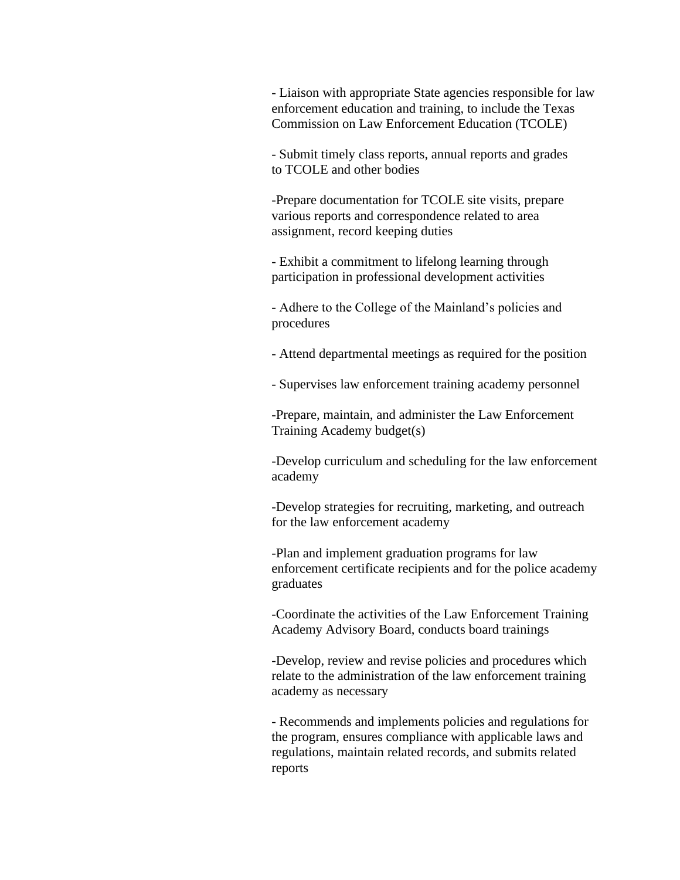- Liaison with appropriate State agencies responsible for law enforcement education and training, to include the Texas Commission on Law Enforcement Education (TCOLE)

- Submit timely class reports, annual reports and grades to TCOLE and other bodies

-Prepare documentation for TCOLE site visits, prepare various reports and correspondence related to area assignment, record keeping duties

- Exhibit a commitment to lifelong learning through participation in professional development activities

- Adhere to the College of the Mainland's policies and procedures

- Attend departmental meetings as required for the position

- Supervises law enforcement training academy personnel

-Prepare, maintain, and administer the Law Enforcement Training Academy budget(s)

-Develop curriculum and scheduling for the law enforcement academy

-Develop strategies for recruiting, marketing, and outreach for the law enforcement academy

-Plan and implement graduation programs for law enforcement certificate recipients and for the police academy graduates

-Coordinate the activities of the Law Enforcement Training Academy Advisory Board, conducts board trainings

-Develop, review and revise policies and procedures which relate to the administration of the law enforcement training academy as necessary

- Recommends and implements policies and regulations for the program, ensures compliance with applicable laws and regulations, maintain related records, and submits related reports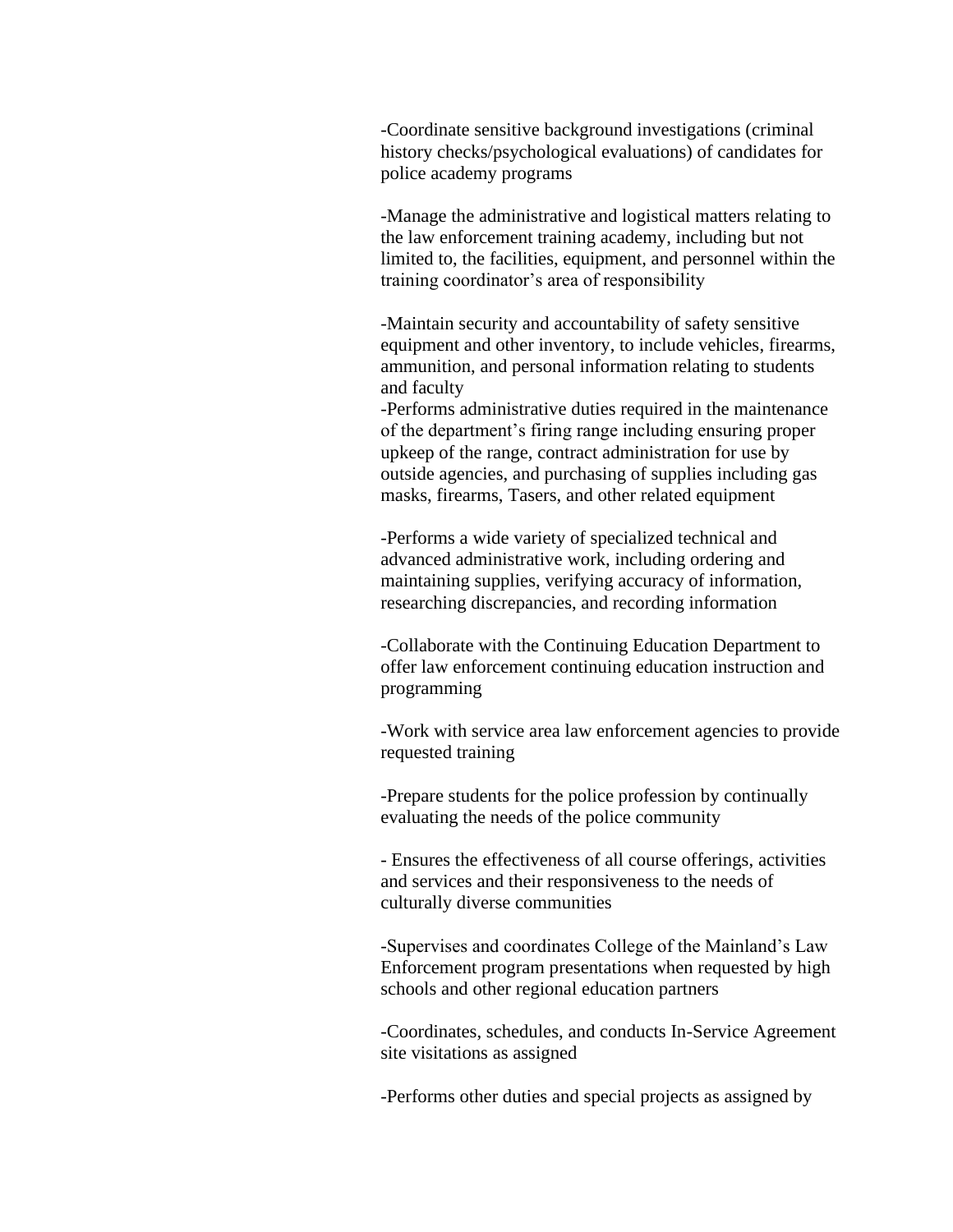-Coordinate sensitive background investigations (criminal history checks/psychological evaluations) of candidates for police academy programs

-Manage the administrative and logistical matters relating to the law enforcement training academy, including but not limited to, the facilities, equipment, and personnel within the training coordinator's area of responsibility

-Maintain security and accountability of safety sensitive equipment and other inventory, to include vehicles, firearms, ammunition, and personal information relating to students and faculty

-Performs administrative duties required in the maintenance of the department's firing range including ensuring proper upkeep of the range, contract administration for use by outside agencies, and purchasing of supplies including gas masks, firearms, Tasers, and other related equipment

-Performs a wide variety of specialized technical and advanced administrative work, including ordering and maintaining supplies, verifying accuracy of information, researching discrepancies, and recording information

-Collaborate with the Continuing Education Department to offer law enforcement continuing education instruction and programming

-Work with service area law enforcement agencies to provide requested training

-Prepare students for the police profession by continually evaluating the needs of the police community

- Ensures the effectiveness of all course offerings, activities and services and their responsiveness to the needs of culturally diverse communities

-Supervises and coordinates College of the Mainland's Law Enforcement program presentations when requested by high schools and other regional education partners

-Coordinates, schedules, and conducts In-Service Agreement site visitations as assigned

-Performs other duties and special projects as assigned by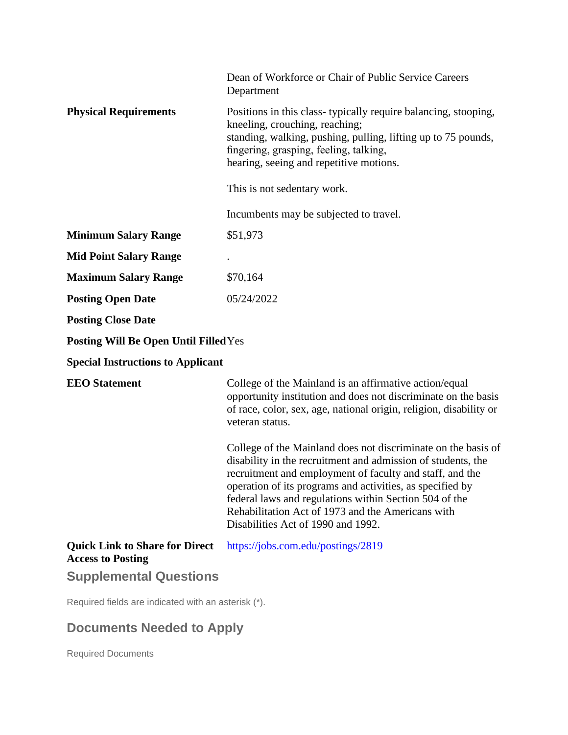| | |
|---|---|
| | Dean of Workforce or Chair of Public Service Careers Department |
| **Physical Requirements** | Positions in this class- typically require balancing, stooping, kneeling, crouching, reaching;<br>standing, walking, pushing, pulling, lifting up to 75 pounds, fingering, grasping, feeling, talking,<br>hearing, seeing and repetitive motions.<br><br>This is not sedentary work.<br><br>Incumbents may be subjected to travel. |
| **Minimum Salary Range** | $51,973 |
| **Mid Point Salary Range** | . |
| **Maximum Salary Range** | $70,164 |
| **Posting Open Date** | 05/24/2022 |
| **Posting Close Date** | |
| **Posting Will Be Open Until Filled** | Yes |
| **Special Instructions to Applicant** | |
| **EEO Statement** | College of the Mainland is an affirmative action/equal opportunity institution and does not discriminate on the basis of race, color, sex, age, national origin, religion, disability or veteran status.<br><br>College of the Mainland does not discriminate on the basis of disability in the recruitment and admission of students, the recruitment and employment of faculty and staff, and the operation of its programs and activities, as specified by federal laws and regulations within Section 504 of the Rehabilitation Act of 1973 and the Americans with Disabilities Act of 1990 and 1992. |
| **Quick Link to Share for Direct Access to Posting** | https://jobs.com.edu/postings/2819 |

## Supplemental Questions

Required fields are indicated with an asterisk (*).

## Documents Needed to Apply

Required Documents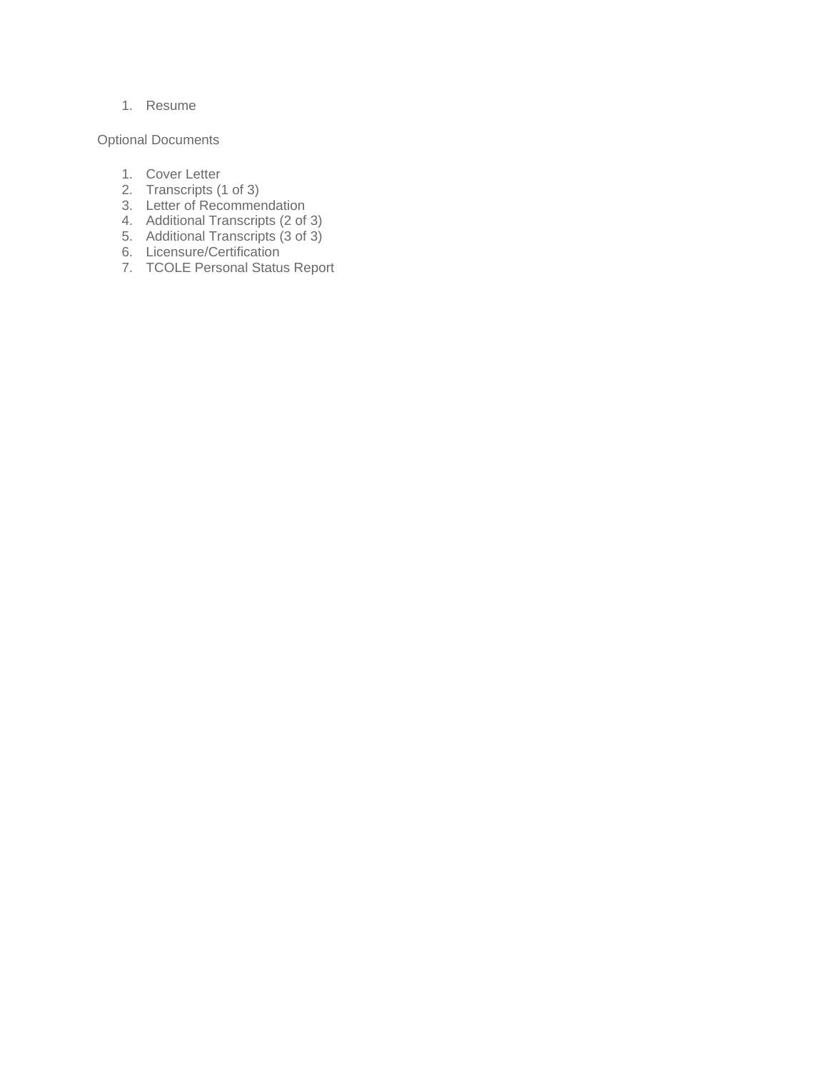1. Resume

Optional Documents

1. Cover Letter
2. Transcripts (1 of 3)
3. Letter of Recommendation
4. Additional Transcripts (2 of 3)
5. Additional Transcripts (3 of 3)
6. Licensure/Certification
7. TCOLE Personal Status Report